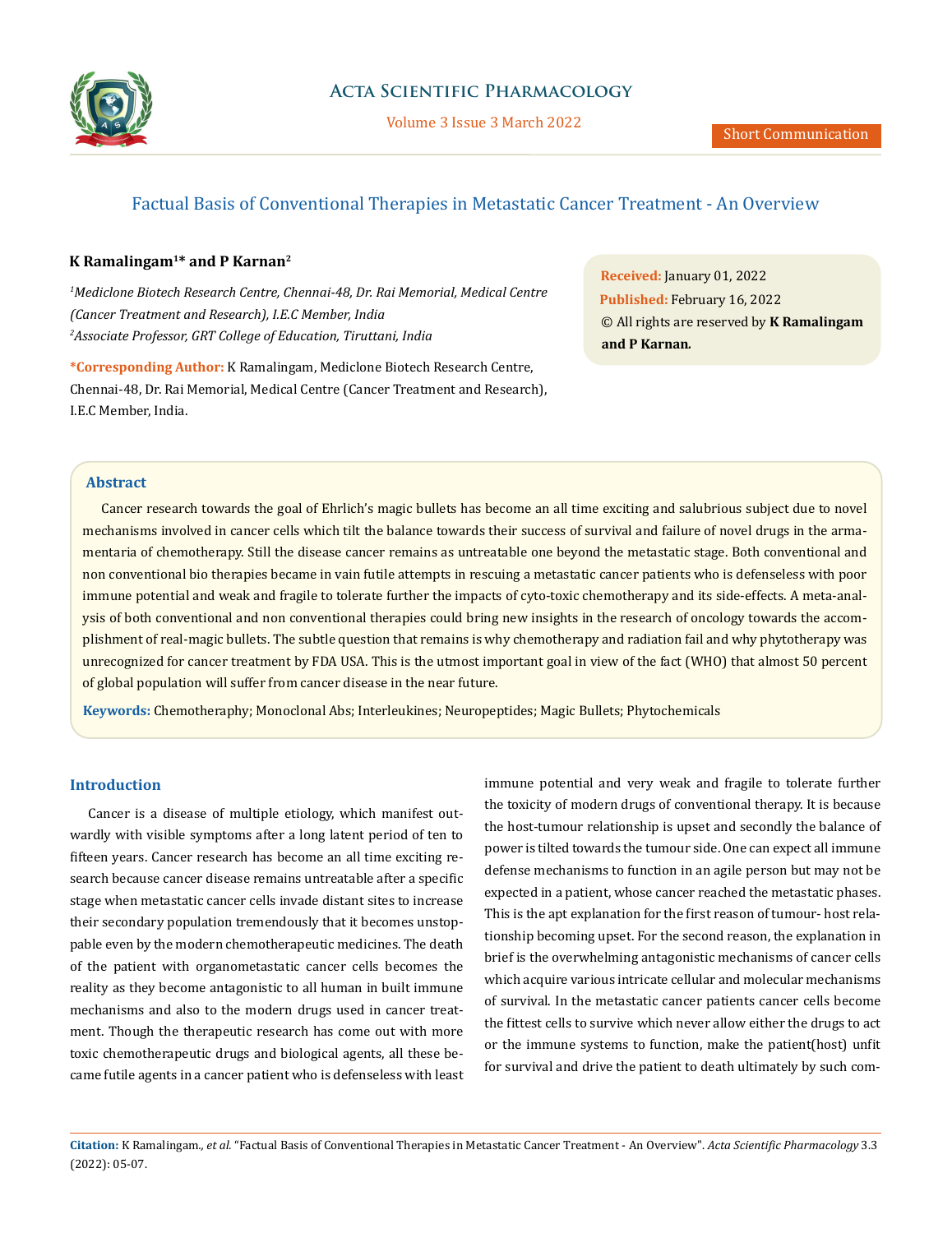# Factual Basis of Conventional Therapies in Metastatic Cancer Treatment - An Overview

**K Ramalingam[1]* and P Karnan[2]**

*[1]Mediclone Biotech Research Centre, Chennai-48, Dr. Rai Memorial, Medical Centre (Cancer Treatment and Research), I.E.C Member, India*

*[2]Associate Professor, GRT College of Education, Tiruttani, India*

**\*Corresponding Author:** K Ramalingam, Mediclone Biotech Research Centre, Chennai-48, Dr. Rai Memorial, Medical Centre (Cancer Treatment and Research), I.E.C Member, India.

**Received:** January 01, 2022
**Published:** February 16, 2022
© All rights are reserved by **K Ramalingam and P Karnan.**

## Abstract

Cancer research towards the goal of Ehrlich's magic bullets has become an all time exciting and salubrious subject due to novel mechanisms involved in cancer cells which tilt the balance towards their success of survival and failure of novel drugs in the armamentaria of chemotherapy. Still the disease cancer remains as untreatable one beyond the metastatic stage. Both conventional and non conventional bio therapies became in vain futile attempts in rescuing a metastatic cancer patients who is defenseless with poor immune potential and weak and fragile to tolerate further the impacts of cyto-toxic chemotherapy and its side-effects. A meta-analysis of both conventional and non conventional therapies could bring new insights in the research of oncology towards the accomplishment of real-magic bullets. The subtle question that remains is why chemotherapy and radiation fail and why phytotherapy was unrecognized for cancer treatment by FDA USA. This is the utmost important goal in view of the fact (WHO) that almost 50 percent of global population will suffer from cancer disease in the near future.

**Keywords:** Chemotheraphy; Monoclonal Abs; Interleukines; Neuropeptides; Magic Bullets; Phytochemicals

## Introduction

Cancer is a disease of multiple etiology, which manifest outwardly with visible symptoms after a long latent period of ten to fifteen years. Cancer research has become an all time exciting research because cancer disease remains untreatable after a specific stage when metastatic cancer cells invade distant sites to increase their secondary population tremendously that it becomes unstoppable even by the modern chemotherapeutic medicines. The death of the patient with organometastatic cancer cells becomes the reality as they become antagonistic to all human in built immune mechanisms and also to the modern drugs used in cancer treatment. Though the therapeutic research has come out with more toxic chemotherapeutic drugs and biological agents, all these became futile agents in a cancer patient who is defenseless with least immune potential and very weak and fragile to tolerate further the toxicity of modern drugs of conventional therapy. It is because the host-tumour relationship is upset and secondly the balance of power is tilted towards the tumour side. One can expect all immune defense mechanisms to function in an agile person but may not be expected in a patient, whose cancer reached the metastatic phases. This is the apt explanation for the first reason of tumour- host relationship becoming upset. For the second reason, the explanation in brief is the overwhelming antagonistic mechanisms of cancer cells which acquire various intricate cellular and molecular mechanisms of survival. In the metastatic cancer patients cancer cells become the fittest cells to survive which never allow either the drugs to act or the immune systems to function, make the patient(host) unfit for survival and drive the patient to death ultimately by such com-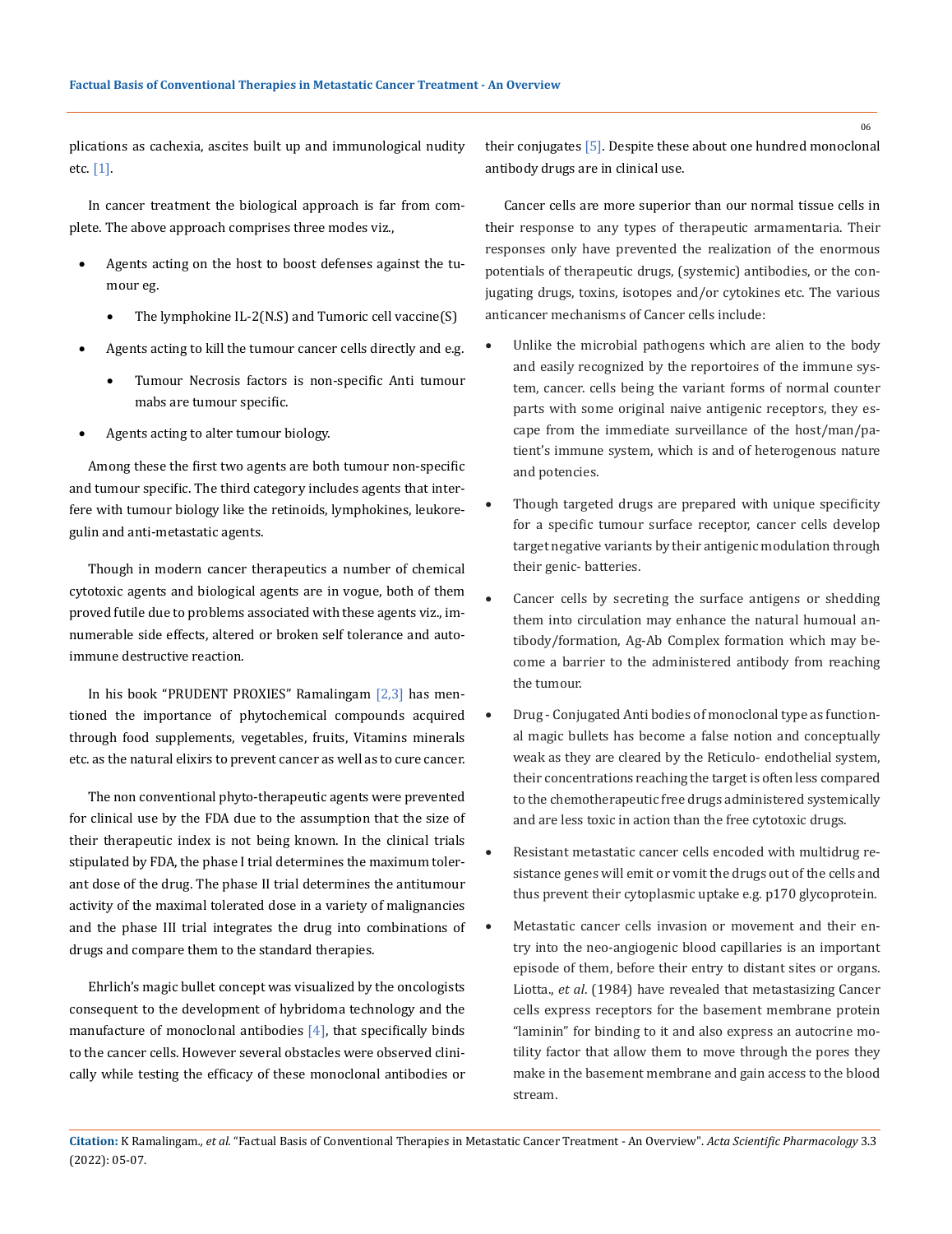plications as cachexia, ascites built up and immunological nudity etc. [1].

In cancer treatment the biological approach is far from complete. The above approach comprises three modes viz.,

- Agents acting on the host to boost defenses against the tumour eg.
  - The lymphokine IL-2(N.S) and Tumoric cell vaccine(S)
- Agents acting to kill the tumour cancer cells directly and e.g.
  - Tumour Necrosis factors is non-specific Anti tumour mabs are tumour specific.
- Agents acting to alter tumour biology.

Among these the first two agents are both tumour non-specific and tumour specific. The third category includes agents that interfere with tumour biology like the retinoids, lymphokines, leukoregulin and anti-metastatic agents.

Though in modern cancer therapeutics a number of chemical cytotoxic agents and biological agents are in vogue, both of them proved futile due to problems associated with these agents viz., innumerable side effects, altered or broken self tolerance and autoimmune destructive reaction.

In his book "PRUDENT PROXIES" Ramalingam [2,3] has mentioned the importance of phytochemical compounds acquired through food supplements, vegetables, fruits, Vitamins minerals etc. as the natural elixirs to prevent cancer as well as to cure cancer.

The non conventional phyto-therapeutic agents were prevented for clinical use by the FDA due to the assumption that the size of their therapeutic index is not being known. In the clinical trials stipulated by FDA, the phase I trial determines the maximum tolerant dose of the drug. The phase II trial determines the antitumour activity of the maximal tolerated dose in a variety of malignancies and the phase III trial integrates the drug into combinations of drugs and compare them to the standard therapies.

Ehrlich's magic bullet concept was visualized by the oncologists consequent to the development of hybridoma technology and the manufacture of monoclonal antibodies [4], that specifically binds to the cancer cells. However several obstacles were observed clinically while testing the efficacy of these monoclonal antibodies or their conjugates [5]. Despite these about one hundred monoclonal antibody drugs are in clinical use.

Cancer cells are more superior than our normal tissue cells in their response to any types of therapeutic armamentaria. Their responses only have prevented the realization of the enormous potentials of therapeutic drugs, (systemic) antibodies, or the conjugating drugs, toxins, isotopes and/or cytokines etc. The various anticancer mechanisms of Cancer cells include:

- Unlike the microbial pathogens which are alien to the body and easily recognized by the reportoires of the immune system, cancer. cells being the variant forms of normal counter parts with some original naive antigenic receptors, they escape from the immediate surveillance of the host/man/patient's immune system, which is and of heterogenous nature and potencies.
- Though targeted drugs are prepared with unique specificity for a specific tumour surface receptor, cancer cells develop target negative variants by their antigenic modulation through their genic- batteries.
- Cancer cells by secreting the surface antigens or shedding them into circulation may enhance the natural humoual antibody/formation, Ag-Ab Complex formation which may become a barrier to the administered antibody from reaching the tumour.
- Drug - Conjugated Anti bodies of monoclonal type as functional magic bullets has become a false notion and conceptually weak as they are cleared by the Reticulo- endothelial system, their concentrations reaching the target is often less compared to the chemotherapeutic free drugs administered systemically and are less toxic in action than the free cytotoxic drugs.
- Resistant metastatic cancer cells encoded with multidrug resistance genes will emit or vomit the drugs out of the cells and thus prevent their cytoplasmic uptake e.g. p170 glycoprotein.
- Metastatic cancer cells invasion or movement and their entry into the neo-angiogenic blood capillaries is an important episode of them, before their entry to distant sites or organs. Liotta., *et al*. (1984) have revealed that metastasizing Cancer cells express receptors for the basement membrane protein "laminin" for binding to it and also express an autocrine motility factor that allow them to move through the pores they make in the basement membrane and gain access to the blood stream.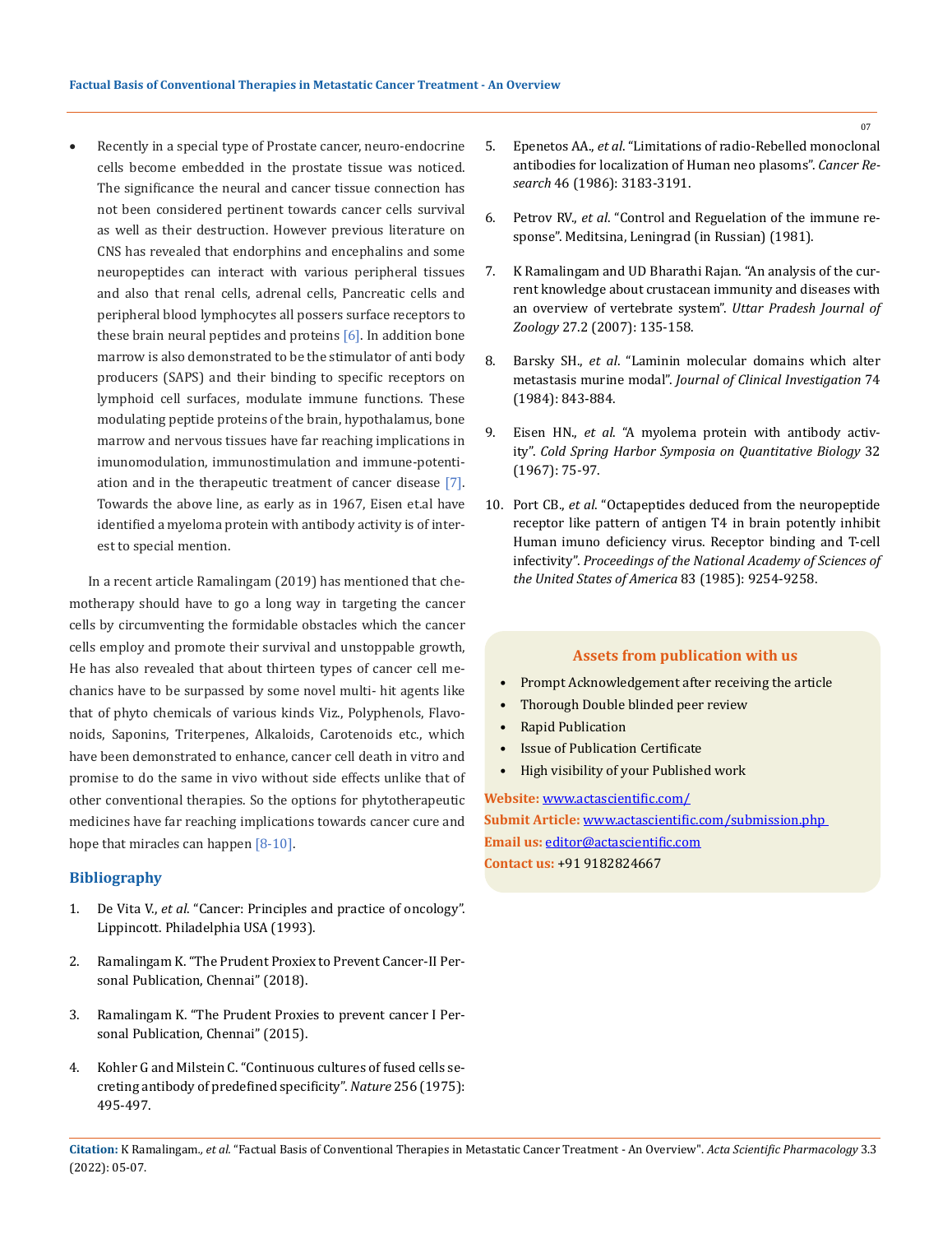- Recently in a special type of Prostate cancer, neuro-endocrine cells become embedded in the prostate tissue was noticed. The significance the neural and cancer tissue connection has not been considered pertinent towards cancer cells survival as well as their destruction. However previous literature on CNS has revealed that endorphins and encephalins and some neuropeptides can interact with various peripheral tissues and also that renal cells, adrenal cells, Pancreatic cells and peripheral blood lymphocytes all possers surface receptors to these brain neural peptides and proteins [6]. In addition bone marrow is also demonstrated to be the stimulator of anti body producers (SAPS) and their binding to specific receptors on lymphoid cell surfaces, modulate immune functions. These modulating peptide proteins of the brain, hypothalamus, bone marrow and nervous tissues have far reaching implications in imunomodulation, immunostimulation and immune-potentiation and in the therapeutic treatment of cancer disease [7]. Towards the above line, as early as in 1967, Eisen et.al have identified a myeloma protein with antibody activity is of interest to special mention.

In a recent article Ramalingam (2019) has mentioned that chemotherapy should have to go a long way in targeting the cancer cells by circumventing the formidable obstacles which the cancer cells employ and promote their survival and unstoppable growth, He has also revealed that about thirteen types of cancer cell mechanics have to be surpassed by some novel multi- hit agents like that of phyto chemicals of various kinds Viz., Polyphenols, Flavonoids, Saponins, Triterpenes, Alkaloids, Carotenoids etc., which have been demonstrated to enhance, cancer cell death in vitro and promise to do the same in vivo without side effects unlike that of other conventional therapies. So the options for phytotherapeutic medicines have far reaching implications towards cancer cure and hope that miracles can happen [8-10].

## Bibliography

1. De Vita V., *et al*. "Cancer: Principles and practice of oncology". Lippincott. Philadelphia USA (1993).
2. Ramalingam K. "The Prudent Proxiex to Prevent Cancer-II Personal Publication, Chennai" (2018).
3. Ramalingam K. "The Prudent Proxies to prevent cancer I Personal Publication, Chennai" (2015).
4. Kohler G and Milstein C. "Continuous cultures of fused cells secreting antibody of predefined specificity". *Nature* 256 (1975): 495-497.
5. Epenetos AA., *et al*. "Limitations of radio-Rebelled monoclonal antibodies for localization of Human neo plasoms". *Cancer Research* 46 (1986): 3183-3191.
6. Petrov RV., *et al*. "Control and Reguelation of the immune response". Meditsina, Leningrad (in Russian) (1981).
7. K Ramalingam and UD Bharathi Rajan. "An analysis of the current knowledge about crustacean immunity and diseases with an overview of vertebrate system". *Uttar Pradesh Journal of Zoology* 27.2 (2007): 135-158.
8. Barsky SH., *et al*. "Laminin molecular domains which alter metastasis murine modal". *Journal of Clinical Investigation* 74 (1984): 843-884.
9. Eisen HN., *et al*. "A myolema protein with antibody activity". *Cold Spring Harbor Symposia on Quantitative Biology* 32 (1967): 75-97.
10. Port CB., *et al*. "Octapeptides deduced from the neuropeptide receptor like pattern of antigen T4 in brain potently inhibit Human imuno deficiency virus. Receptor binding and T-cell infectivity". *Proceedings of the National Academy of Sciences of the United States of America* 83 (1985): 9254-9258.

**Assets from publication with us**

- Prompt Acknowledgement after receiving the article
- Thorough Double blinded peer review
- Rapid Publication
- Issue of Publication Certificate
- High visibility of your Published work

**Website:** www.actascientific.com/
**Submit Article:** www.actascientific.com/submission.php
**Email us:** editor@actascientific.com
**Contact us:** +91 9182824667